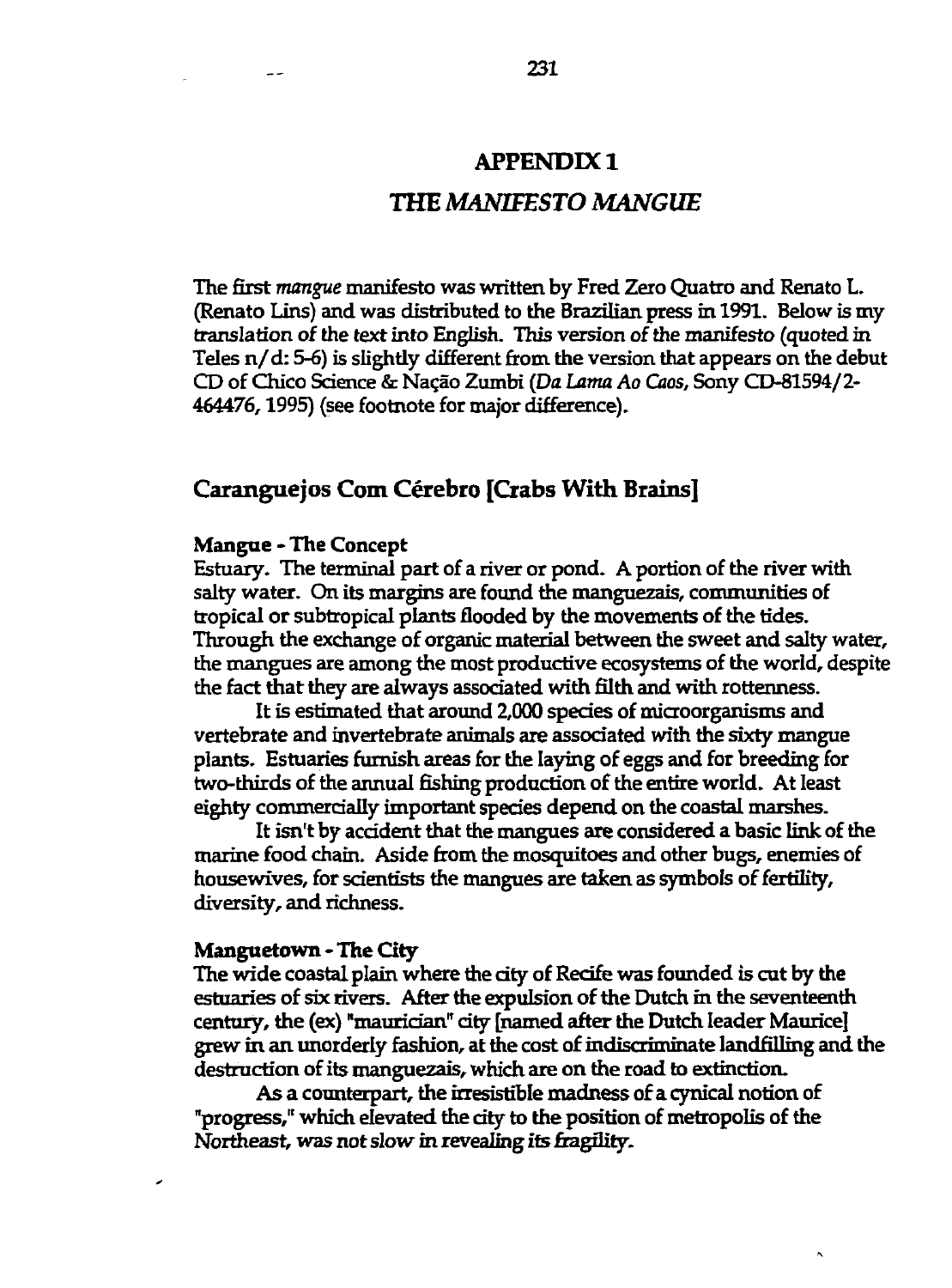# APPENDIX 1

## THE *MANIFESTO MANGUE*

The first *mangue* manifesto was written by Fred Zero Quatro and Renato L. (Renato Lins) and was distributed to the Brazilian press in 1991. Below is my translation of the text into English. This version of the manifesto (quoted in Teles n/d: 5-6) is slightly different from the version that appears on the debut CD of Chico Science & Nação Zumbi (*Da Lama Ao Caos*, Sony CD-81594/2-464476, 1995) (see footnote for major difference).

### Caranguejos Com Cérebro [Crabs With Brains]

**Mangue - The Concept**

Estuary. The terminal part of a river or pond. A portion of the river with salty water. On its margins are found the manguezais, communities of tropical or subtropical plants flooded by the movements of the tides. Through the exchange of organic material between the sweet and salty water, the mangues are among the most productive ecosystems of the world, despite the fact that they are always associated with filth and with rottenness.

It is estimated that around 2,000 species of microorganisms and vertebrate and invertebrate animals are associated with the sixty mangue plants. Estuaries furnish areas for the laying of eggs and for breeding for two-thirds of the annual fishing production of the entire world. At least eighty commercially important species depend on the coastal marshes.

It isn't by accident that the mangues are considered a basic link of the marine food chain. Aside from the mosquitoes and other bugs, enemies of housewives, for scientists the mangues are taken as symbols of fertility, diversity, and richness.

**Manguetown - The City**

The wide coastal plain where the city of Recife was founded is cut by the estuaries of six rivers. After the expulsion of the Dutch in the seventeenth century, the (ex) "maurician" city [named after the Dutch leader Maurice] grew in an unorderly fashion, at the cost of indiscriminate landfilling and the destruction of its manguezais, which are on the road to extinction.

As a counterpart, the irresistible madness of a cynical notion of "progress," which elevated the city to the position of metropolis of the Northeast, was not slow in revealing its fragility.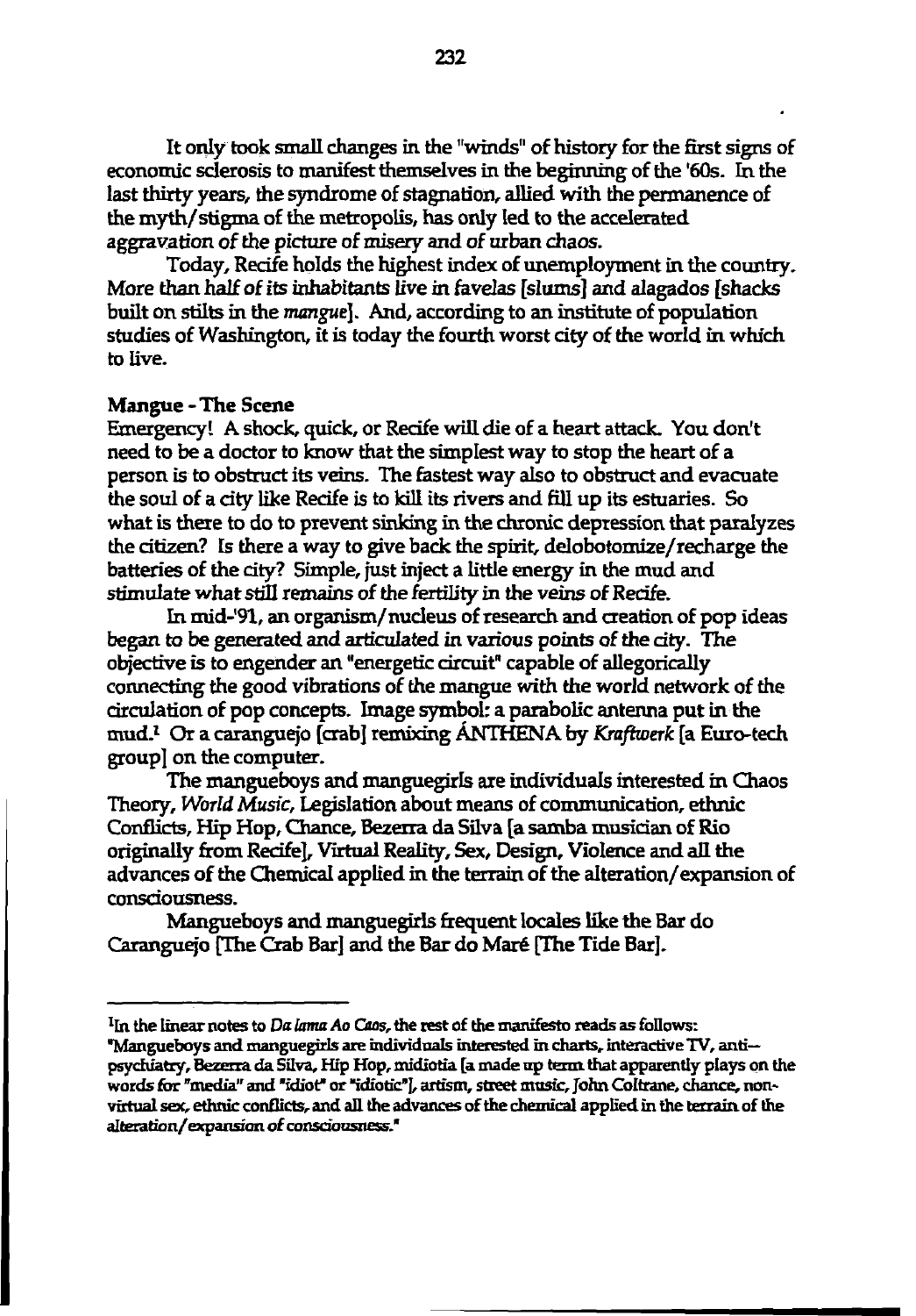It only took small changes in the "winds" of history for the first signs of economic sclerosis to manifest themselves in the beginning of the '60s. In the last thirty years, the syndrome of stagnation, allied with the permanence of the myth/stigma of the metropolis, has only led to the accelerated aggravation of the picture of misery and of urban chaos.

Today, Recife holds the highest index of unemployment in the country. More than half of its inhabitants live in favelas [slums] and alagados [shacks built on stilts in the *mangue*]. And, according to an institute of population studies of Washington, it is today the fourth worst city of the world in which to live.

**Mangue - The Scene**

Emergency! A shock, quick, or Recife will die of a heart attack. You don't need to be a doctor to know that the simplest way to stop the heart of a person is to obstruct its veins. The fastest way also to obstruct and evacuate the soul of a city like Recife is to kill its rivers and fill up its estuaries. So what is there to do to prevent sinking in the chronic depression that paralyzes the citizen? Is there a way to give back the spirit, delobotomize/recharge the batteries of the city? Simple, just inject a little energy in the mud and stimulate what still remains of the fertility in the veins of Recife.

In mid-'91, an organism/nucleus of research and creation of pop ideas began to be generated and articulated in various points of the city. The objective is to engender an "energetic circuit" capable of allegorically connecting the good vibrations of the mangue with the world network of the circulation of pop concepts. Image symbol: a parabolic antenna put in the mud.[1] Or a caranguejo [crab] remixing ÁNTHENA by *Kraftwerk* [a Euro-tech group] on the computer.

The mangueboys and manguegirls are individuals interested in Chaos Theory, *World Music*, Legislation about means of communication, ethnic Conflicts, Hip Hop, Chance, Bezerra da Silva [a samba musician of Rio originally from Recife], Virtual Reality, Sex, Design, Violence and all the advances of the Chemical applied in the terrain of the alteration/expansion of consciousness.

Mangueboys and manguegirls frequent locales like the Bar do Caranguejo [The Crab Bar] and the Bar do Maré [The Tide Bar].

---

[1] In the linear notes to *Da lama Ao Caos*, the rest of the manifesto reads as follows: "Mangueboys and manguegirls are individuals interested in charts, interactive TV, anti-psychiatry, Bezerra da Silva, Hip Hop, midiotia [a made up term that apparently plays on the words for "media" and "idiot" or "idiotic"], artism, street music, John Coltrane, chance, non-virtual sex, ethnic conflicts, and all the advances of the chemical applied in the terrain of the alteration/expansion of consciousness."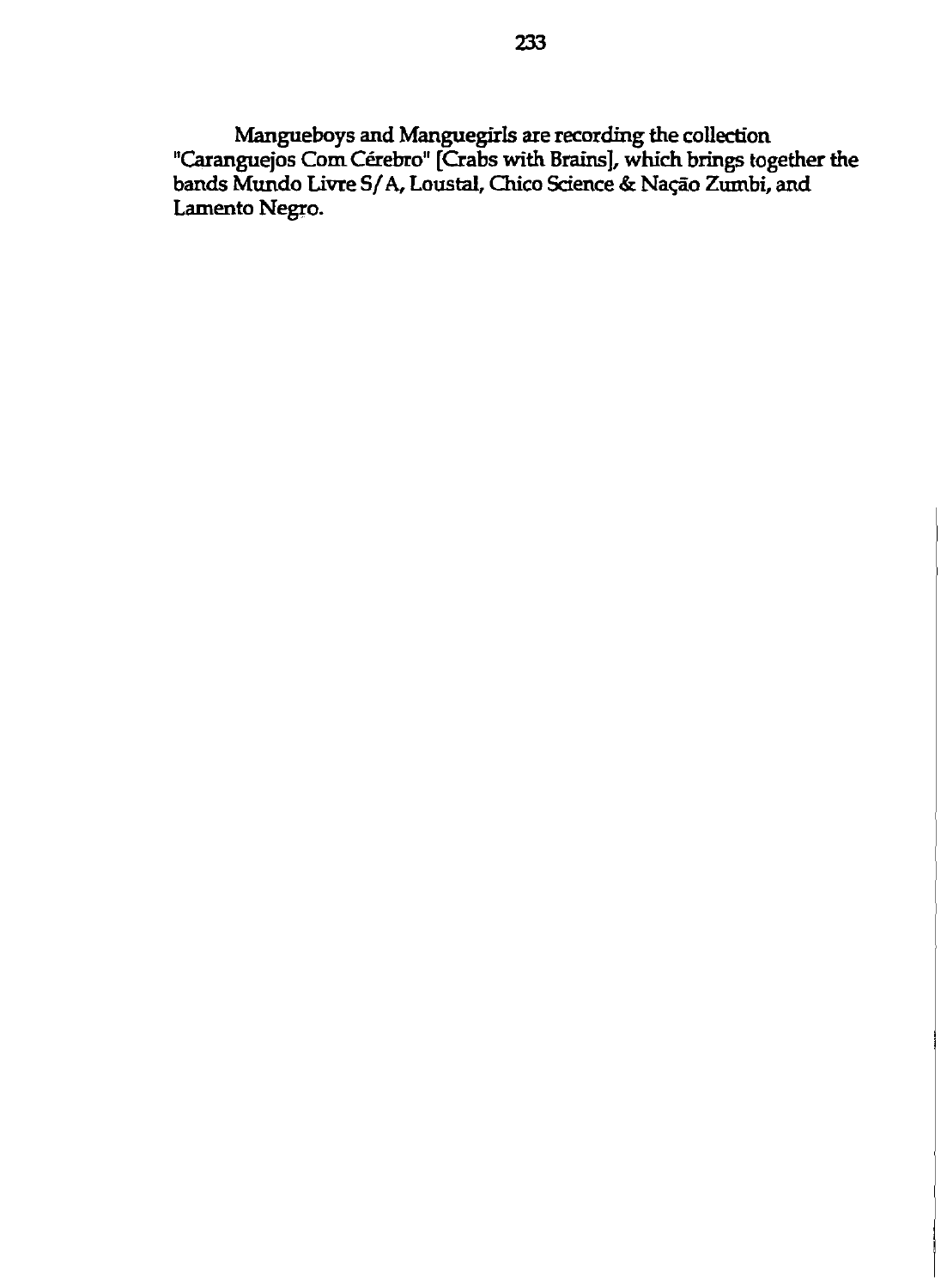Manguebovs and Manguegirls are recording the collection "Caranguejos Com Cérebro" [Crabs with Brains], which brings together the bands Mundo Livre S/A, Loustal, Chico Science & Nação Zumbi, and Lamento Negro.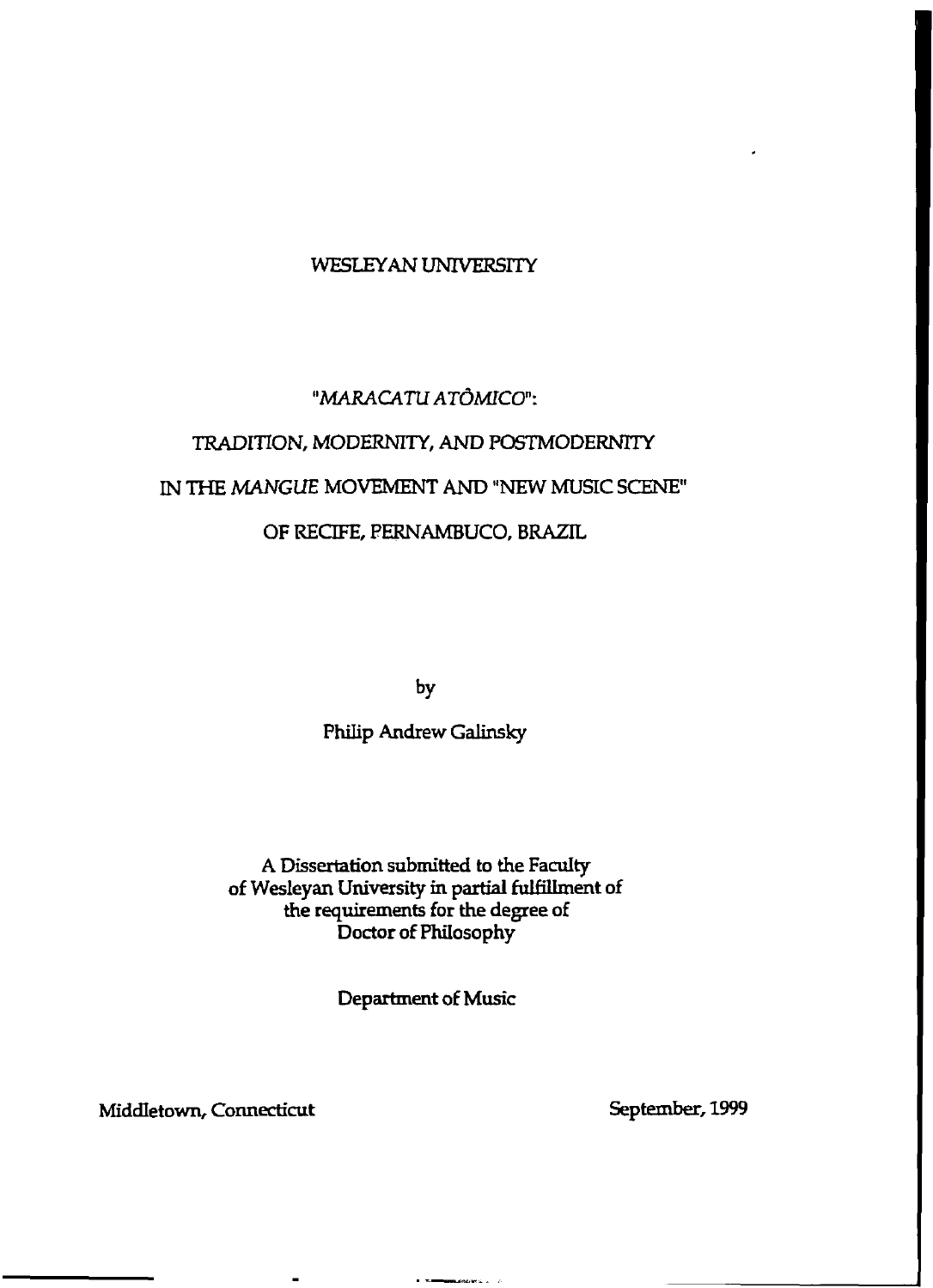WESLEYAN UNIVERSITY

"*MARACATU ATÔMICO*":

TRADITION, MODERNITY, AND POSTMODERNITY

IN THE *MANGUE* MOVEMENT AND "NEW MUSIC SCENE"

OF RECIFE, PERNAMBUCO, BRAZIL

by

Philip Andrew Galinsky

A Dissertation submitted to the Faculty
of Wesleyan University in partial fulfillment of
the requirements for the degree of
Doctor of Philosophy

Department of Music

Middletown, Connecticut

September, 1999